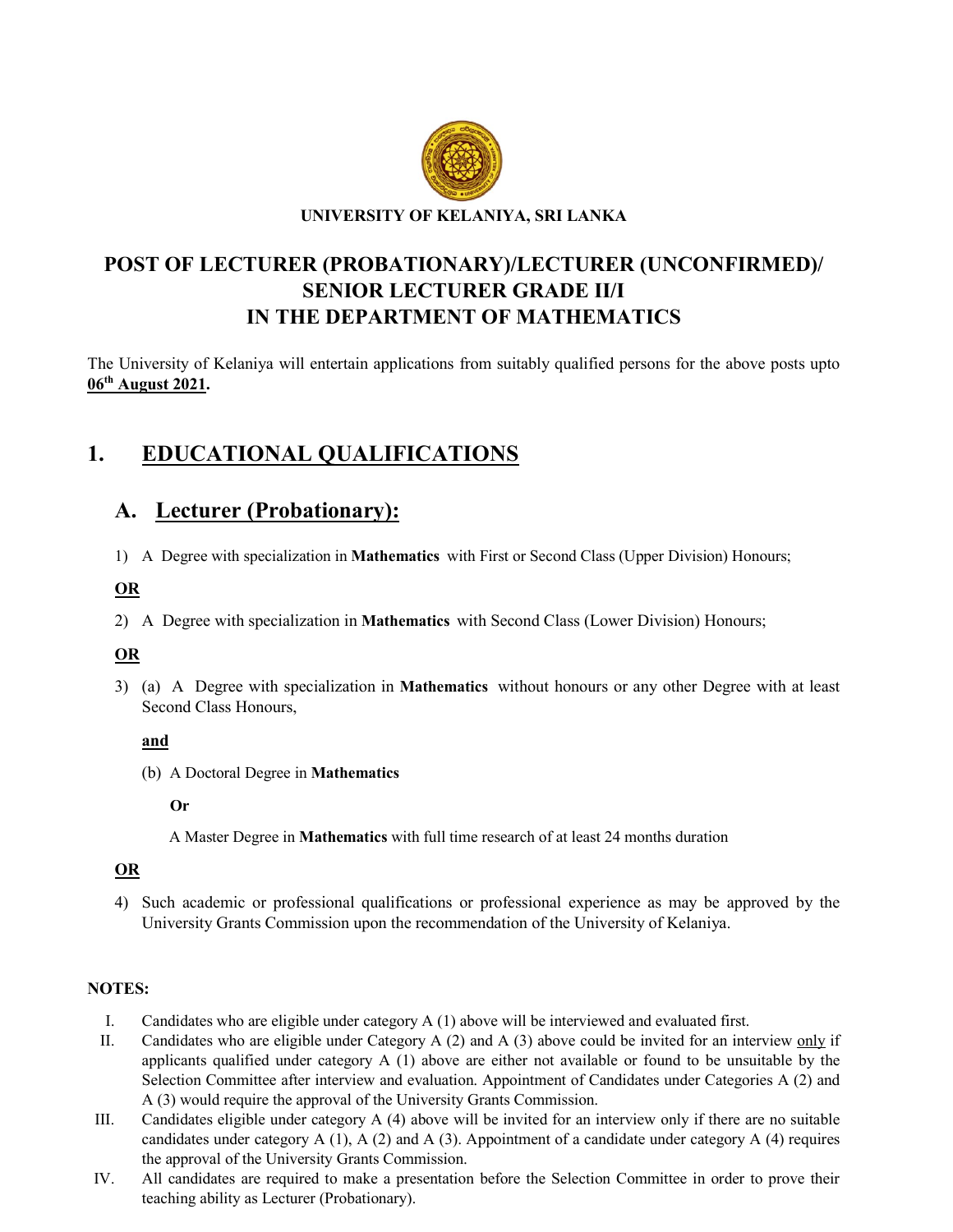**UNIVERSITY OF KELANIYA, SRI LANKA**

# POST OF LECTURER (PROBATIONARY)/LECTURER (UNCONFIRMED)/ SENIOR LECTURER GRADE II/I IN THE DEPARTMENT OF MATHEMATICS

The University of Kelaniya will entertain applications from suitably qualified persons for the above posts upto **06th August 2021.**

## 1. EDUCATIONAL QUALIFICATIONS

### A. Lecturer (Probationary):

1) A Degree with specialization in **Mathematics** with First or Second Class (Upper Division) Honours;

**OR**

2) A Degree with specialization in **Mathematics** with Second Class (Lower Division) Honours;

**OR**

3) (a) A Degree with specialization in **Mathematics** without honours or any other Degree with at least Second Class Honours,

   **and**

   (b) A Doctoral Degree in **Mathematics**

   **Or**

   A Master Degree in **Mathematics** with full time research of at least 24 months duration

**OR**

4) Such academic or professional qualifications or professional experience as may be approved by the University Grants Commission upon the recommendation of the University of Kelaniya.

**NOTES:**

I. Candidates who are eligible under category A (1) above will be interviewed and evaluated first.

II. Candidates who are eligible under Category A (2) and A (3) above could be invited for an interview only if applicants qualified under category A (1) above are either not available or found to be unsuitable by the Selection Committee after interview and evaluation. Appointment of Candidates under Categories A (2) and A (3) would require the approval of the University Grants Commission.

III. Candidates eligible under category A (4) above will be invited for an interview only if there are no suitable candidates under category A (1), A (2) and A (3). Appointment of a candidate under category A (4) requires the approval of the University Grants Commission.

IV. All candidates are required to make a presentation before the Selection Committee in order to prove their teaching ability as Lecturer (Probationary).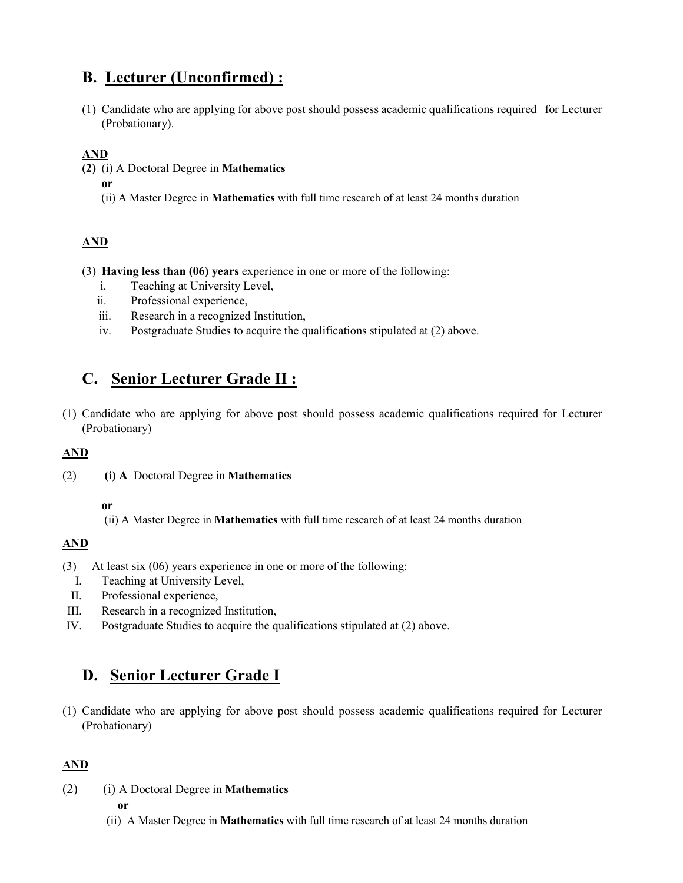## B. Lecturer (Unconfirmed) :

(1) Candidate who are applying for above post should possess academic qualifications required for Lecturer (Probationary).

**AND**

**(2)** (i) A Doctoral Degree in **Mathematics**

**or**

(ii) A Master Degree in **Mathematics** with full time research of at least 24 months duration

**AND**

(3) **Having less than (06) years** experience in one or more of the following:

i. Teaching at University Level,
ii. Professional experience,
iii. Research in a recognized Institution,
iv. Postgraduate Studies to acquire the qualifications stipulated at (2) above.

## C. Senior Lecturer Grade II :

(1) Candidate who are applying for above post should possess academic qualifications required for Lecturer (Probationary)

**AND**

(2) **(i) A** Doctoral Degree in **Mathematics**

**or**

(ii) A Master Degree in **Mathematics** with full time research of at least 24 months duration

**AND**

(3) At least six (06) years experience in one or more of the following:

I. Teaching at University Level,
II. Professional experience,
III. Research in a recognized Institution,
IV. Postgraduate Studies to acquire the qualifications stipulated at (2) above.

## D. Senior Lecturer Grade I

(1) Candidate who are applying for above post should possess academic qualifications required for Lecturer (Probationary)

**AND**

(2) (i) A Doctoral Degree in **Mathematics**

**or**

(ii) A Master Degree in **Mathematics** with full time research of at least 24 months duration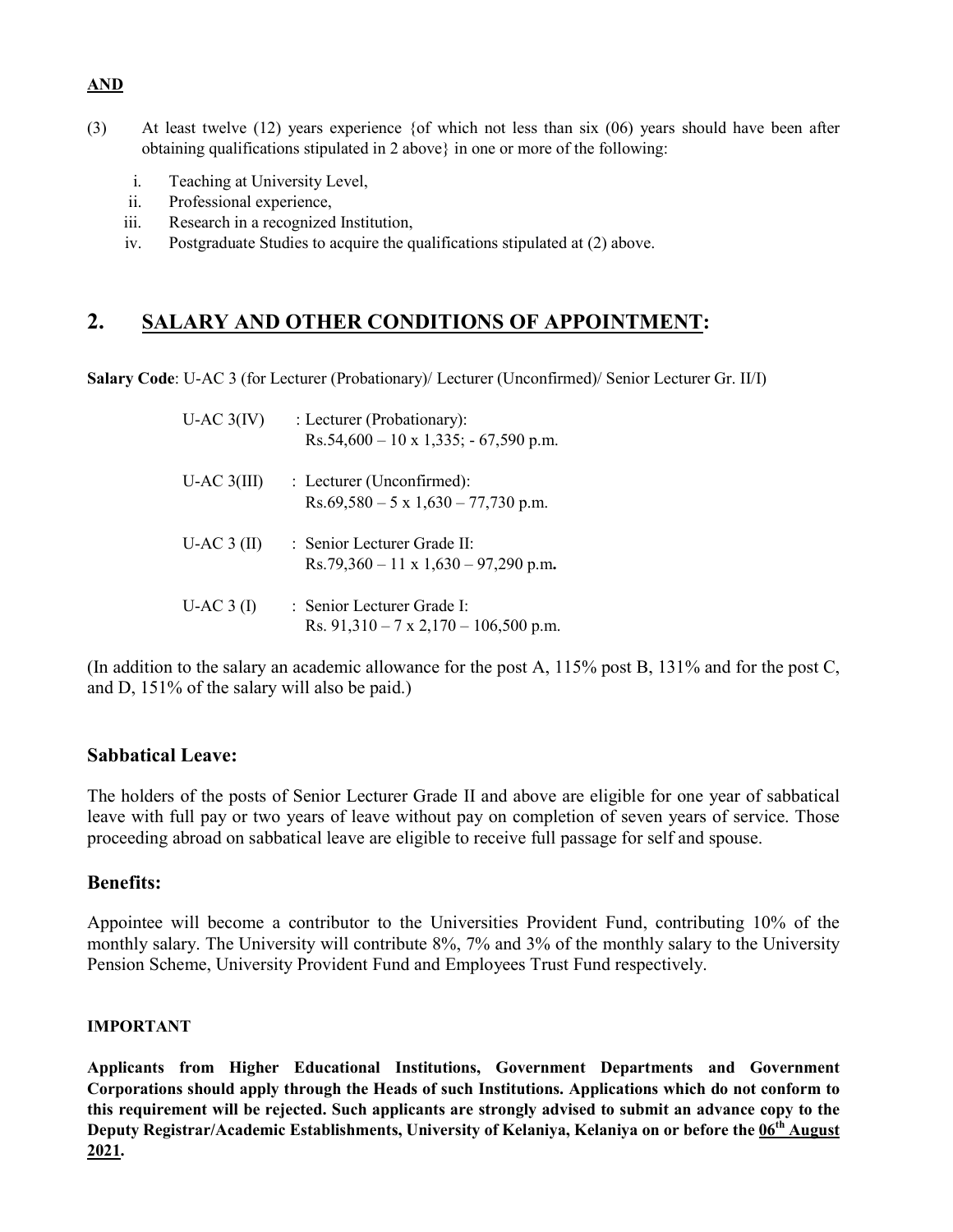**AND**

(3) At least twelve (12) years experience {of which not less than six (06) years should have been after obtaining qualifications stipulated in 2 above} in one or more of the following:

i. Teaching at University Level,
ii. Professional experience,
iii. Research in a recognized Institution,
iv. Postgraduate Studies to acquire the qualifications stipulated at (2) above.

## 2. SALARY AND OTHER CONDITIONS OF APPOINTMENT:

**Salary Code**: U-AC 3 (for Lecturer (Probationary)/ Lecturer (Unconfirmed)/ Senior Lecturer Gr. II/I)

| | |
|---|---|
| U-AC 3(IV) | : Lecturer (Probationary): Rs.54,600 – 10 x 1,335; - 67,590 p.m. |
| U-AC 3(III) | : Lecturer (Unconfirmed): Rs.69,580 – 5 x 1,630 – 77,730 p.m. |
| U-AC 3 (II) | : Senior Lecturer Grade II: Rs.79,360 – 11 x 1,630 – 97,290 p.m. |
| U-AC 3 (I) | : Senior Lecturer Grade I: Rs. 91,310 – 7 x 2,170 – 106,500 p.m. |

(In addition to the salary an academic allowance for the post A, 115% post B, 131% and for the post C, and D, 151% of the salary will also be paid.)

### Sabbatical Leave:

The holders of the posts of Senior Lecturer Grade II and above are eligible for one year of sabbatical leave with full pay or two years of leave without pay on completion of seven years of service. Those proceeding abroad on sabbatical leave are eligible to receive full passage for self and spouse.

### Benefits:

Appointee will become a contributor to the Universities Provident Fund, contributing 10% of the monthly salary. The University will contribute 8%, 7% and 3% of the monthly salary to the University Pension Scheme, University Provident Fund and Employees Trust Fund respectively.

**IMPORTANT**

**Applicants from Higher Educational Institutions, Government Departments and Government Corporations should apply through the Heads of such Institutions. Applications which do not conform to this requirement will be rejected. Such applicants are strongly advised to submit an advance copy to the Deputy Registrar/Academic Establishments, University of Kelaniya, Kelaniya on or before the 06th August 2021.**